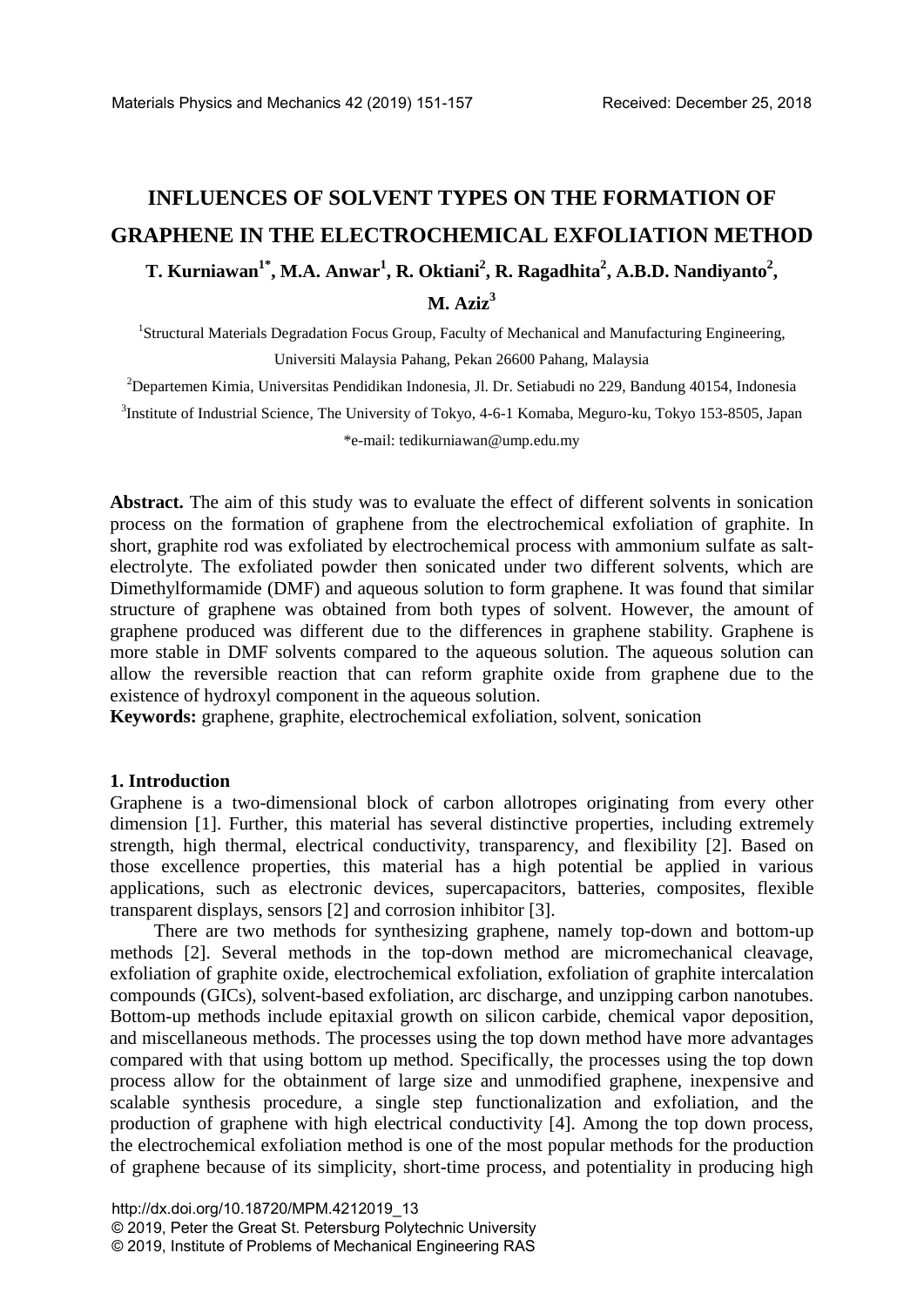# INFLUENCES OF SOLVENT TYPES ON THE FORMATION OF GRAPHENE IN THE ELECTROCHEMICAL EXFOLIATION METHOD

**T. Kurniawan[1*], M.A. Anwar[1], R. Oktiani[2], R. Ragadhita[2], A.B.D. Nandiyanto[2], M. Aziz[3]**

[1]Structural Materials Degradation Focus Group, Faculty of Mechanical and Manufacturing Engineering, Universiti Malaysia Pahang, Pekan 26600 Pahang, Malaysia

[2]Departemen Kimia, Universitas Pendidikan Indonesia, Jl. Dr. Setiabudi no 229, Bandung 40154, Indonesia

[3]Institute of Industrial Science, The University of Tokyo, 4-6-1 Komaba, Meguro-ku, Tokyo 153-8505, Japan

*e-mail: tedikurniawan@ump.edu.my

**Abstract.** The aim of this study was to evaluate the effect of different solvents in sonication process on the formation of graphene from the electrochemical exfoliation of graphite. In short, graphite rod was exfoliated by electrochemical process with ammonium sulfate as salt-electrolyte. The exfoliated powder then sonicated under two different solvents, which are Dimethylformamide (DMF) and aqueous solution to form graphene. It was found that similar structure of graphene was obtained from both types of solvent. However, the amount of graphene produced was different due to the differences in graphene stability. Graphene is more stable in DMF solvents compared to the aqueous solution. The aqueous solution can allow the reversible reaction that can reform graphite oxide from graphene due to the existence of hydroxyl component in the aqueous solution.

**Keywords:** graphene, graphite, electrochemical exfoliation, solvent, sonication

## 1. Introduction

Graphene is a two-dimensional block of carbon allotropes originating from every other dimension [1]. Further, this material has several distinctive properties, including extremely strength, high thermal, electrical conductivity, transparency, and flexibility [2]. Based on those excellence properties, this material has a high potential be applied in various applications, such as electronic devices, supercapacitors, batteries, composites, flexible transparent displays, sensors [2] and corrosion inhibitor [3].

There are two methods for synthesizing graphene, namely top-down and bottom-up methods [2]. Several methods in the top-down method are micromechanical cleavage, exfoliation of graphite oxide, electrochemical exfoliation, exfoliation of graphite intercalation compounds (GICs), solvent-based exfoliation, arc discharge, and unzipping carbon nanotubes. Bottom-up methods include epitaxial growth on silicon carbide, chemical vapor deposition, and miscellaneous methods. The processes using the top down method have more advantages compared with that using bottom up method. Specifically, the processes using the top down process allow for the obtainment of large size and unmodified graphene, inexpensive and scalable synthesis procedure, a single step functionalization and exfoliation, and the production of graphene with high electrical conductivity [4]. Among the top down process, the electrochemical exfoliation method is one of the most popular methods for the production of graphene because of its simplicity, short-time process, and potentiality in producing high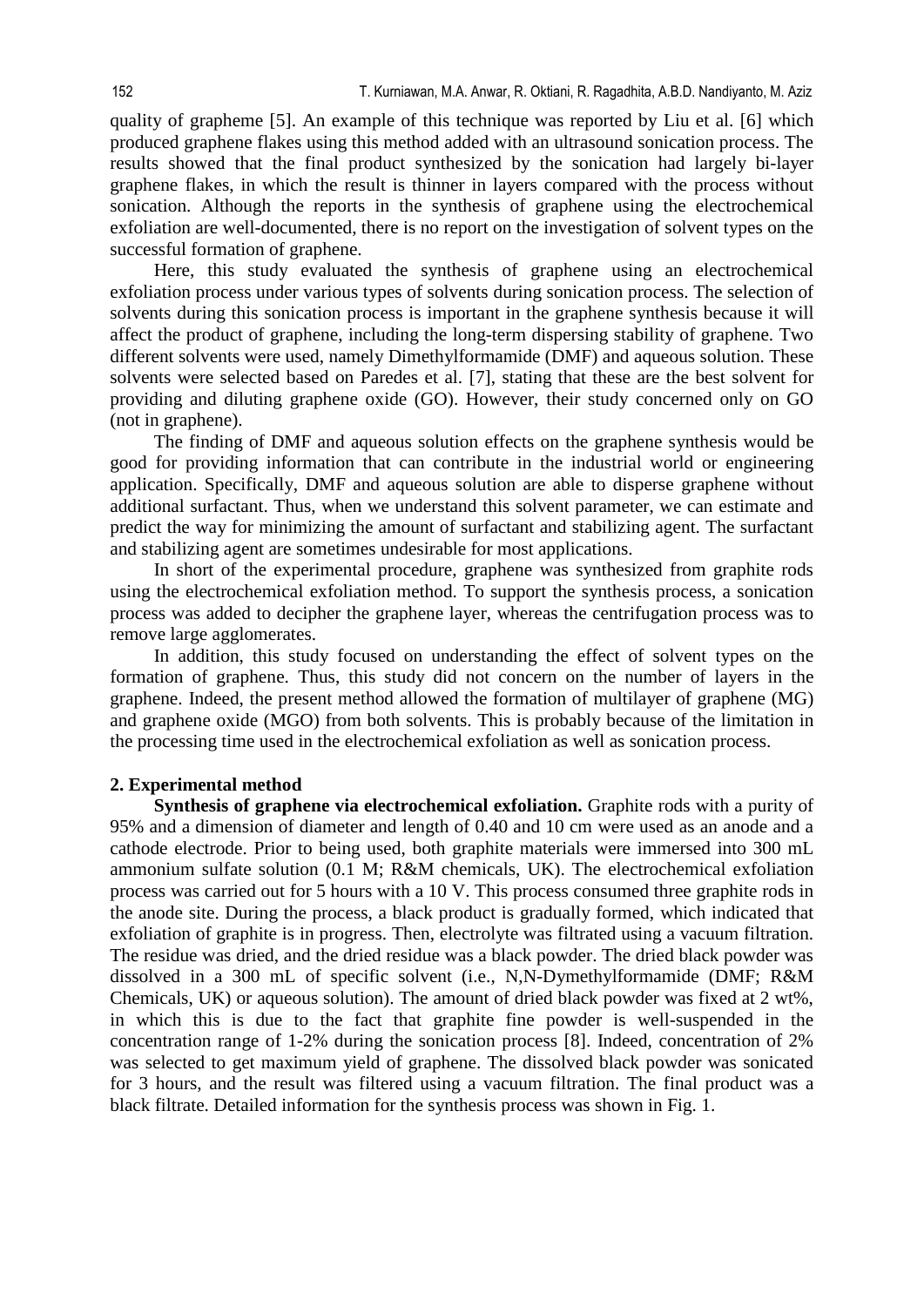quality of grapheme [5]. An example of this technique was reported by Liu et al. [6] which produced graphene flakes using this method added with an ultrasound sonication process. The results showed that the final product synthesized by the sonication had largely bi-layer graphene flakes, in which the result is thinner in layers compared with the process without sonication. Although the reports in the synthesis of graphene using the electrochemical exfoliation are well-documented, there is no report on the investigation of solvent types on the successful formation of graphene.

Here, this study evaluated the synthesis of graphene using an electrochemical exfoliation process under various types of solvents during sonication process. The selection of solvents during this sonication process is important in the graphene synthesis because it will affect the product of graphene, including the long-term dispersing stability of graphene. Two different solvents were used, namely Dimethylformamide (DMF) and aqueous solution. These solvents were selected based on Paredes et al. [7], stating that these are the best solvent for providing and diluting graphene oxide (GO). However, their study concerned only on GO (not in graphene).

The finding of DMF and aqueous solution effects on the graphene synthesis would be good for providing information that can contribute in the industrial world or engineering application. Specifically, DMF and aqueous solution are able to disperse graphene without additional surfactant. Thus, when we understand this solvent parameter, we can estimate and predict the way for minimizing the amount of surfactant and stabilizing agent. The surfactant and stabilizing agent are sometimes undesirable for most applications.

In short of the experimental procedure, graphene was synthesized from graphite rods using the electrochemical exfoliation method. To support the synthesis process, a sonication process was added to decipher the graphene layer, whereas the centrifugation process was to remove large agglomerates.

In addition, this study focused on understanding the effect of solvent types on the formation of graphene. Thus, this study did not concern on the number of layers in the graphene. Indeed, the present method allowed the formation of multilayer of graphene (MG) and graphene oxide (MGO) from both solvents. This is probably because of the limitation in the processing time used in the electrochemical exfoliation as well as sonication process.

## 2. Experimental method

**Synthesis of graphene via electrochemical exfoliation.** Graphite rods with a purity of 95% and a dimension of diameter and length of 0.40 and 10 cm were used as an anode and a cathode electrode. Prior to being used, both graphite materials were immersed into 300 mL ammonium sulfate solution (0.1 M; R&M chemicals, UK). The electrochemical exfoliation process was carried out for 5 hours with a 10 V. This process consumed three graphite rods in the anode site. During the process, a black product is gradually formed, which indicated that exfoliation of graphite is in progress. Then, electrolyte was filtrated using a vacuum filtration. The residue was dried, and the dried residue was a black powder. The dried black powder was dissolved in a 300 mL of specific solvent (i.e., N,N-Dymethylformamide (DMF; R&M Chemicals, UK) or aqueous solution). The amount of dried black powder was fixed at 2 wt%, in which this is due to the fact that graphite fine powder is well-suspended in the concentration range of 1-2% during the sonication process [8]. Indeed, concentration of 2% was selected to get maximum yield of graphene. The dissolved black powder was sonicated for 3 hours, and the result was filtered using a vacuum filtration. The final product was a black filtrate. Detailed information for the synthesis process was shown in Fig. 1.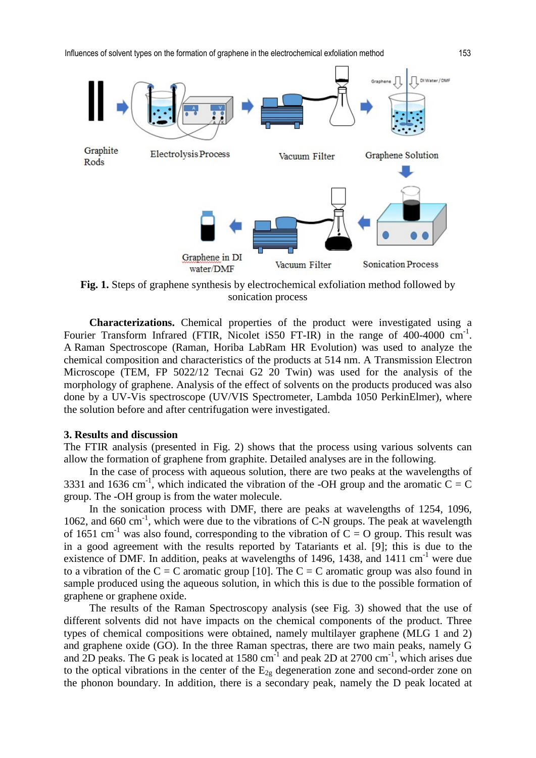**Fig. 1.** Steps of graphene synthesis by electrochemical exfoliation method followed by sonication process

**Characterizations.** Chemical properties of the product were investigated using a Fourier Transform Infrared (FTIR, Nicolet iS50 FT-IR) in the range of 400-4000 $cm^{-1}$. A Raman Spectroscope (Raman, Horiba LabRam HR Evolution) was used to analyze the chemical composition and characteristics of the products at 514 nm. A Transmission Electron Microscope (TEM, FP 5022/12 Tecnai G2 20 Twin) was used for the analysis of the morphology of graphene. Analysis of the effect of solvents on the products produced was also done by a UV-Vis spectroscope (UV/VIS Spectrometer, Lambda 1050 PerkinElmer), where the solution before and after centrifugation were investigated.

## 3. Results and discussion

The FTIR analysis (presented in Fig. 2) shows that the process using various solvents can allow the formation of graphene from graphite. Detailed analyses are in the following.

In the case of process with aqueous solution, there are two peaks at the wavelengths of 3331 and 1636 $cm^{-1}$, which indicated the vibration of the -OH group and the aromatic C = C group. The -OH group is from the water molecule.

In the sonication process with DMF, there are peaks at wavelengths of 1254, 1096, 1062, and 660 $cm^{-1}$, which were due to the vibrations of C-N groups. The peak at wavelength of 1651 $cm^{-1}$ was also found, corresponding to the vibration of C = O group. This result was in a good agreement with the results reported by Tatariants et al. [9]; this is due to the existence of DMF. In addition, peaks at wavelengths of 1496, 1438, and 1411 $cm^{-1}$ were due to a vibration of the C = C aromatic group [10]. The C = C aromatic group was also found in sample produced using the aqueous solution, in which this is due to the possible formation of graphene or graphene oxide.

The results of the Raman Spectroscopy analysis (see Fig. 3) showed that the use of different solvents did not have impacts on the chemical components of the product. Three types of chemical compositions were obtained, namely multilayer graphene (MLG 1 and 2) and graphene oxide (GO). In the three Raman spectras, there are two main peaks, namely G and 2D peaks. The G peak is located at 1580 $cm^{-1}$ and peak 2D at 2700 $cm^{-1}$, which arises due to the optical vibrations in the center of the $E_{2g}$ degeneration zone and second-order zone on the phonon boundary. In addition, there is a secondary peak, namely the D peak located at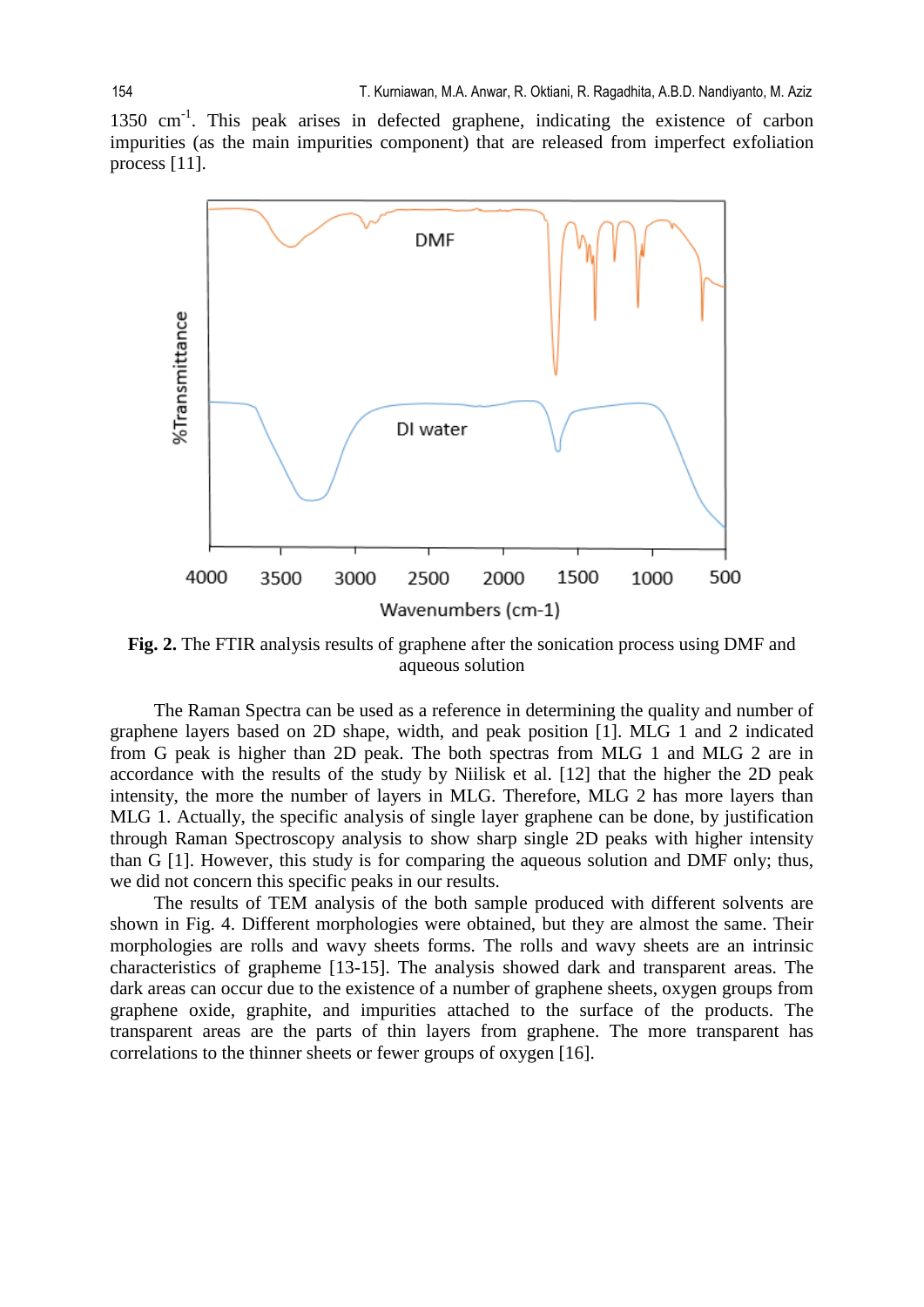1350 cm$^{-1}$. This peak arises in defected graphene, indicating the existence of carbon impurities (as the main impurities component) that are released from imperfect exfoliation process [11].

**Fig. 2.** The FTIR analysis results of graphene after the sonication process using DMF and aqueous solution

The Raman Spectra can be used as a reference in determining the quality and number of graphene layers based on 2D shape, width, and peak position [1]. MLG 1 and 2 indicated from G peak is higher than 2D peak. The both spectras from MLG 1 and MLG 2 are in accordance with the results of the study by Niilisk et al. [12] that the higher the 2D peak intensity, the more the number of layers in MLG. Therefore, MLG 2 has more layers than MLG 1. Actually, the specific analysis of single layer graphene can be done, by justification through Raman Spectroscopy analysis to show sharp single 2D peaks with higher intensity than G [1]. However, this study is for comparing the aqueous solution and DMF only; thus, we did not concern this specific peaks in our results.

The results of TEM analysis of the both sample produced with different solvents are shown in Fig. 4. Different morphologies were obtained, but they are almost the same. Their morphologies are rolls and wavy sheets forms. The rolls and wavy sheets are an intrinsic characteristics of grapheme [13-15]. The analysis showed dark and transparent areas. The dark areas can occur due to the existence of a number of graphene sheets, oxygen groups from graphene oxide, graphite, and impurities attached to the surface of the products. The transparent areas are the parts of thin layers from graphene. The more transparent has correlations to the thinner sheets or fewer groups of oxygen [16].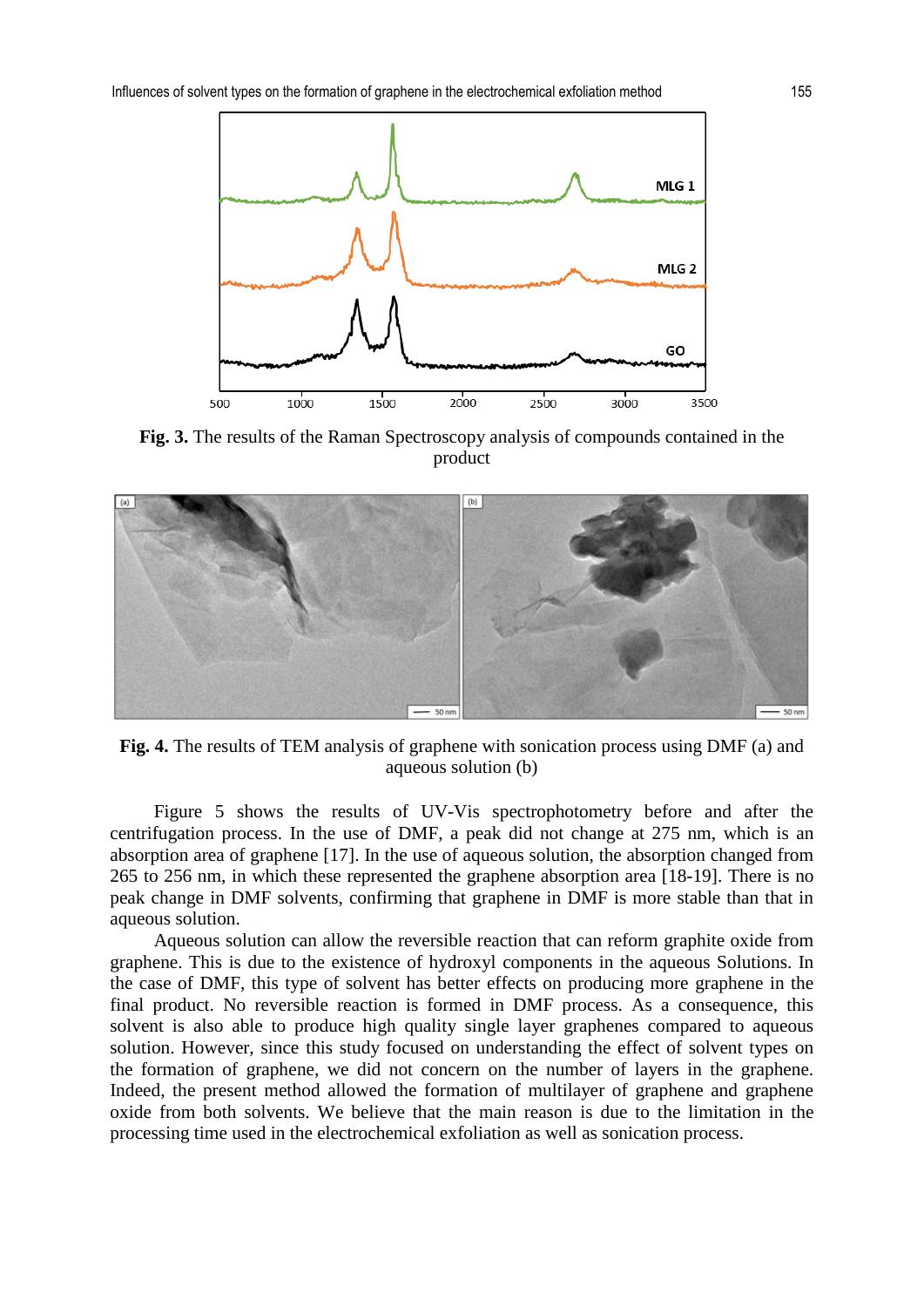**Fig. 3.** The results of the Raman Spectroscopy analysis of compounds contained in the product

**Fig. 4.** The results of TEM analysis of graphene with sonication process using DMF (a) and aqueous solution (b)

Figure 5 shows the results of UV-Vis spectrophotometry before and after the centrifugation process. In the use of DMF, a peak did not change at 275 nm, which is an absorption area of graphene [17]. In the use of aqueous solution, the absorption changed from 265 to 256 nm, in which these represented the graphene absorption area [18-19]. There is no peak change in DMF solvents, confirming that graphene in DMF is more stable than that in aqueous solution.

Aqueous solution can allow the reversible reaction that can reform graphite oxide from graphene. This is due to the existence of hydroxyl components in the aqueous Solutions. In the case of DMF, this type of solvent has better effects on producing more graphene in the final product. No reversible reaction is formed in DMF process. As a consequence, this solvent is also able to produce high quality single layer graphenes compared to aqueous solution. However, since this study focused on understanding the effect of solvent types on the formation of graphene, we did not concern on the number of layers in the graphene. Indeed, the present method allowed the formation of multilayer of graphene and graphene oxide from both solvents. We believe that the main reason is due to the limitation in the processing time used in the electrochemical exfoliation as well as sonication process.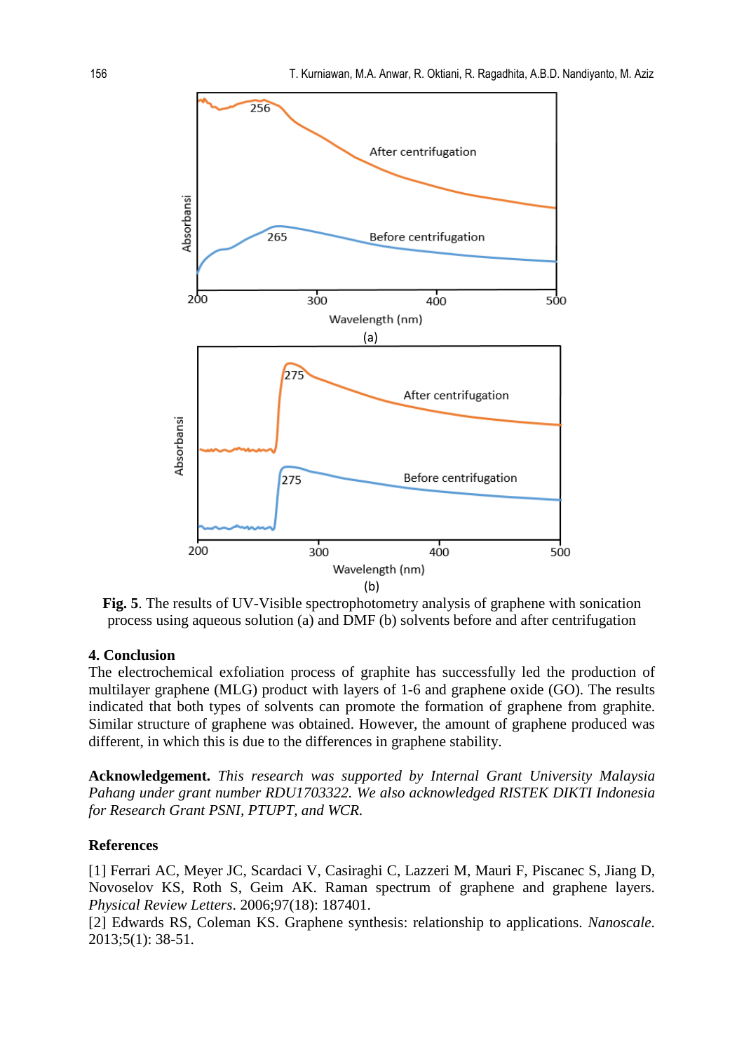**Fig. 5**. The results of UV-Visible spectrophotometry analysis of graphene with sonication process using aqueous solution (a) and DMF (b) solvents before and after centrifugation

## 4. Conclusion

The electrochemical exfoliation process of graphite has successfully led the production of multilayer graphene (MLG) product with layers of 1-6 and graphene oxide (GO). The results indicated that both types of solvents can promote the formation of graphene from graphite. Similar structure of graphene was obtained. However, the amount of graphene produced was different, in which this is due to the differences in graphene stability.

**Acknowledgement.** *This research was supported by Internal Grant University Malaysia Pahang under grant number RDU1703322. We also acknowledged RISTEK DIKTI Indonesia for Research Grant PSNI, PTUPT, and WCR.*

## References

[1] Ferrari AC, Meyer JC, Scardaci V, Casiraghi C, Lazzeri M, Mauri F, Piscanec S, Jiang D, Novoselov KS, Roth S, Geim AK. Raman spectrum of graphene and graphene layers. *Physical Review Letters*. 2006;97(18): 187401.

[2] Edwards RS, Coleman KS. Graphene synthesis: relationship to applications. *Nanoscale*. 2013;5(1): 38-51.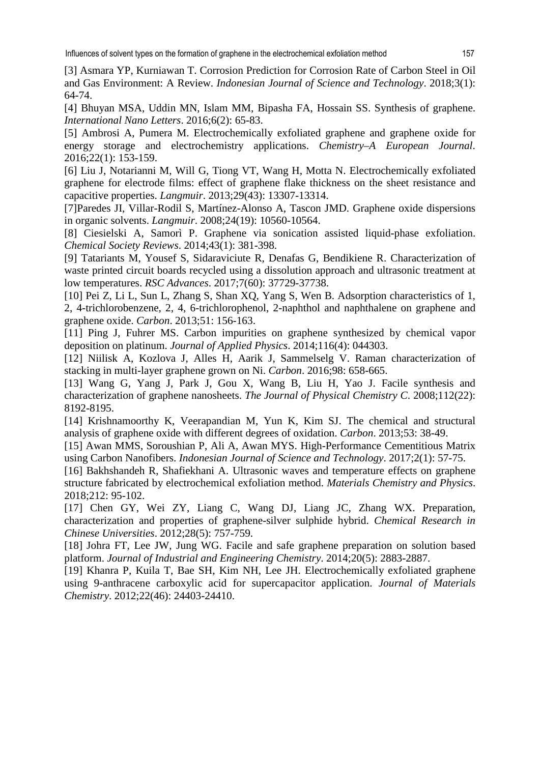[3] Asmara YP, Kurniawan T. Corrosion Prediction for Corrosion Rate of Carbon Steel in Oil and Gas Environment: A Review. *Indonesian Journal of Science and Technology*. 2018;3(1): 64-74.

[4] Bhuyan MSA, Uddin MN, Islam MM, Bipasha FA, Hossain SS. Synthesis of graphene. *International Nano Letters*. 2016;6(2): 65-83.

[5] Ambrosi A, Pumera M. Electrochemically exfoliated graphene and graphene oxide for energy storage and electrochemistry applications. *Chemistry–A European Journal*. 2016;22(1): 153-159.

[6] Liu J, Notarianni M, Will G, Tiong VT, Wang H, Motta N. Electrochemically exfoliated graphene for electrode films: effect of graphene flake thickness on the sheet resistance and capacitive properties. *Langmuir*. 2013;29(43): 13307-13314.

[7]Paredes JI, Villar-Rodil S, Martínez-Alonso A, Tascon JMD. Graphene oxide dispersions in organic solvents. *Langmuir*. 2008;24(19): 10560-10564.

[8] Ciesielski A, Samorì P. Graphene via sonication assisted liquid-phase exfoliation. *Chemical Society Reviews*. 2014;43(1): 381-398.

[9] Tatariants M, Yousef S, Sidaraviciute R, Denafas G, Bendikiene R. Characterization of waste printed circuit boards recycled using a dissolution approach and ultrasonic treatment at low temperatures. *RSC Advances*. 2017;7(60): 37729-37738.

[10] Pei Z, Li L, Sun L, Zhang S, Shan XQ, Yang S, Wen B. Adsorption characteristics of 1, 2, 4-trichlorobenzene, 2, 4, 6-trichlorophenol, 2-naphthol and naphthalene on graphene and graphene oxide. *Carbon*. 2013;51: 156-163.

[11] Ping J, Fuhrer MS. Carbon impurities on graphene synthesized by chemical vapor deposition on platinum. *Journal of Applied Physics*. 2014;116(4): 044303.

[12] Niilisk A, Kozlova J, Alles H, Aarik J, Sammelselg V. Raman characterization of stacking in multi-layer graphene grown on Ni. *Carbon*. 2016;98: 658-665.

[13] Wang G, Yang J, Park J, Gou X, Wang B, Liu H, Yao J. Facile synthesis and characterization of graphene nanosheets. *The Journal of Physical Chemistry C*. 2008;112(22): 8192-8195.

[14] Krishnamoorthy K, Veerapandian M, Yun K, Kim SJ. The chemical and structural analysis of graphene oxide with different degrees of oxidation. *Carbon*. 2013;53: 38-49.

[15] Awan MMS, Soroushian P, Ali A, Awan MYS. High-Performance Cementitious Matrix using Carbon Nanofibers. *Indonesian Journal of Science and Technology*. 2017;2(1): 57-75.

[16] Bakhshandeh R, Shafiekhani A. Ultrasonic waves and temperature effects on graphene structure fabricated by electrochemical exfoliation method. *Materials Chemistry and Physics*. 2018;212: 95-102.

[17] Chen GY, Wei ZY, Liang C, Wang DJ, Liang JC, Zhang WX. Preparation, characterization and properties of graphene-silver sulphide hybrid. *Chemical Research in Chinese Universities*. 2012;28(5): 757-759.

[18] Johra FT, Lee JW, Jung WG. Facile and safe graphene preparation on solution based platform. *Journal of Industrial and Engineering Chemistry*. 2014;20(5): 2883-2887.

[19] Khanra P, Kuila T, Bae SH, Kim NH, Lee JH. Electrochemically exfoliated graphene using 9-anthracene carboxylic acid for supercapacitor application. *Journal of Materials Chemistry*. 2012;22(46): 24403-24410.